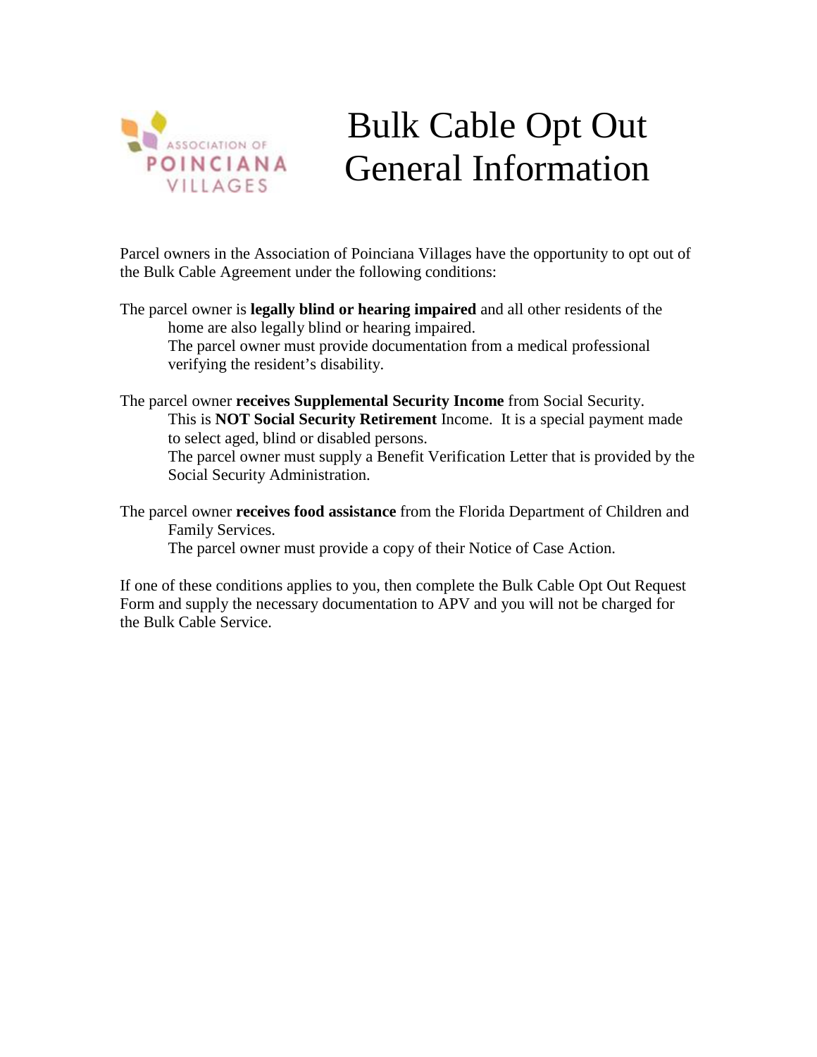ASSOCIATION OF POINCIANA VILLAGES

# Bulk Cable Opt Out General Information

Parcel owners in the Association of Poinciana Villages have the opportunity to opt out of the Bulk Cable Agreement under the following conditions:

The parcel owner is **legally blind or hearing impaired** and all other residents of the home are also legally blind or hearing impaired.
The parcel owner must provide documentation from a medical professional verifying the resident's disability.

The parcel owner **receives Supplemental Security Income** from Social Security.
This is **NOT Social Security Retirement** Income. It is a special payment made to select aged, blind or disabled persons.
The parcel owner must supply a Benefit Verification Letter that is provided by the Social Security Administration.

The parcel owner **receives food assistance** from the Florida Department of Children and Family Services.
The parcel owner must provide a copy of their Notice of Case Action.

If one of these conditions applies to you, then complete the Bulk Cable Opt Out Request Form and supply the necessary documentation to APV and you will not be charged for the Bulk Cable Service.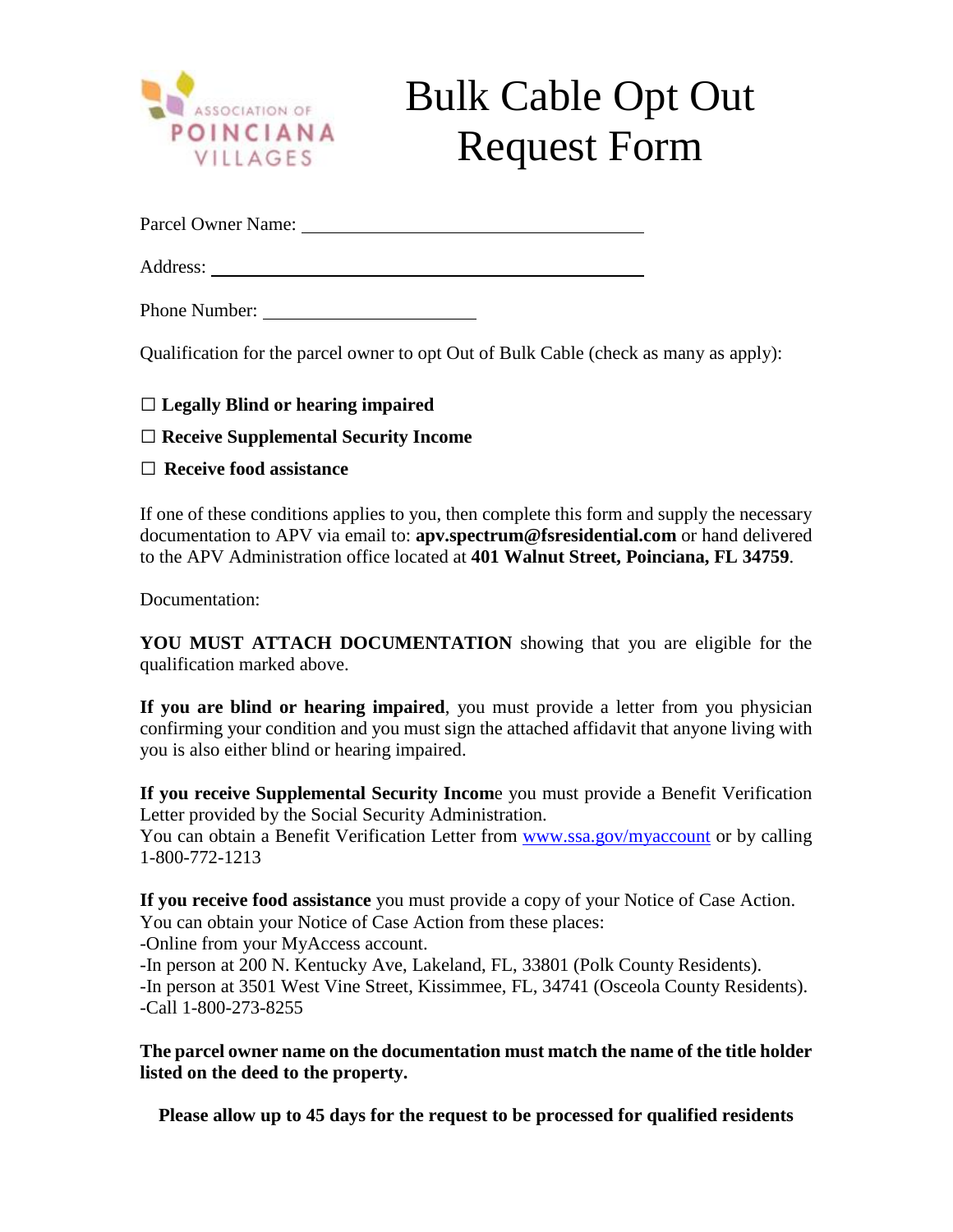# Bulk Cable Opt Out Request Form

Parcel Owner Name: \_\_\_\_\_\_\_\_\_\_\_\_\_\_\_\_\_\_\_\_\_\_\_\_\_\_\_\_\_\_\_\_\_\_\_\_

Address: \_\_\_\_\_\_\_\_\_\_\_\_\_\_\_\_\_\_\_\_\_\_\_\_\_\_\_\_\_\_\_\_\_\_\_\_\_\_\_\_\_\_\_

Phone Number: \_\_\_\_\_\_\_\_\_\_\_\_\_\_\_\_\_\_\_\_\_\_

Qualification for the parcel owner to opt Out of Bulk Cable (check as many as apply):

☐ **Legally Blind or hearing impaired**

☐ **Receive Supplemental Security Income**

☐ **Receive food assistance**

If one of these conditions applies to you, then complete this form and supply the necessary documentation to APV via email to: **apv.spectrum@fsresidential.com** or hand delivered to the APV Administration office located at **401 Walnut Street, Poinciana, FL 34759**.

Documentation:

**YOU MUST ATTACH DOCUMENTATION** showing that you are eligible for the qualification marked above.

**If you are blind or hearing impaired**, you must provide a letter from you physician confirming your condition and you must sign the attached affidavit that anyone living with you is also either blind or hearing impaired.

**If you receive Supplemental Security Income** you must provide a Benefit Verification Letter provided by the Social Security Administration.
You can obtain a Benefit Verification Letter from www.ssa.gov/myaccount or by calling 1-800-772-1213

**If you receive food assistance** you must provide a copy of your Notice of Case Action.
You can obtain your Notice of Case Action from these places:
-Online from your MyAccess account.
-In person at 200 N. Kentucky Ave, Lakeland, FL, 33801 (Polk County Residents).
-In person at 3501 West Vine Street, Kissimmee, FL, 34741 (Osceola County Residents).
-Call 1-800-273-8255

**The parcel owner name on the documentation must match the name of the title holder listed on the deed to the property.**

**Please allow up to 45 days for the request to be processed for qualified residents**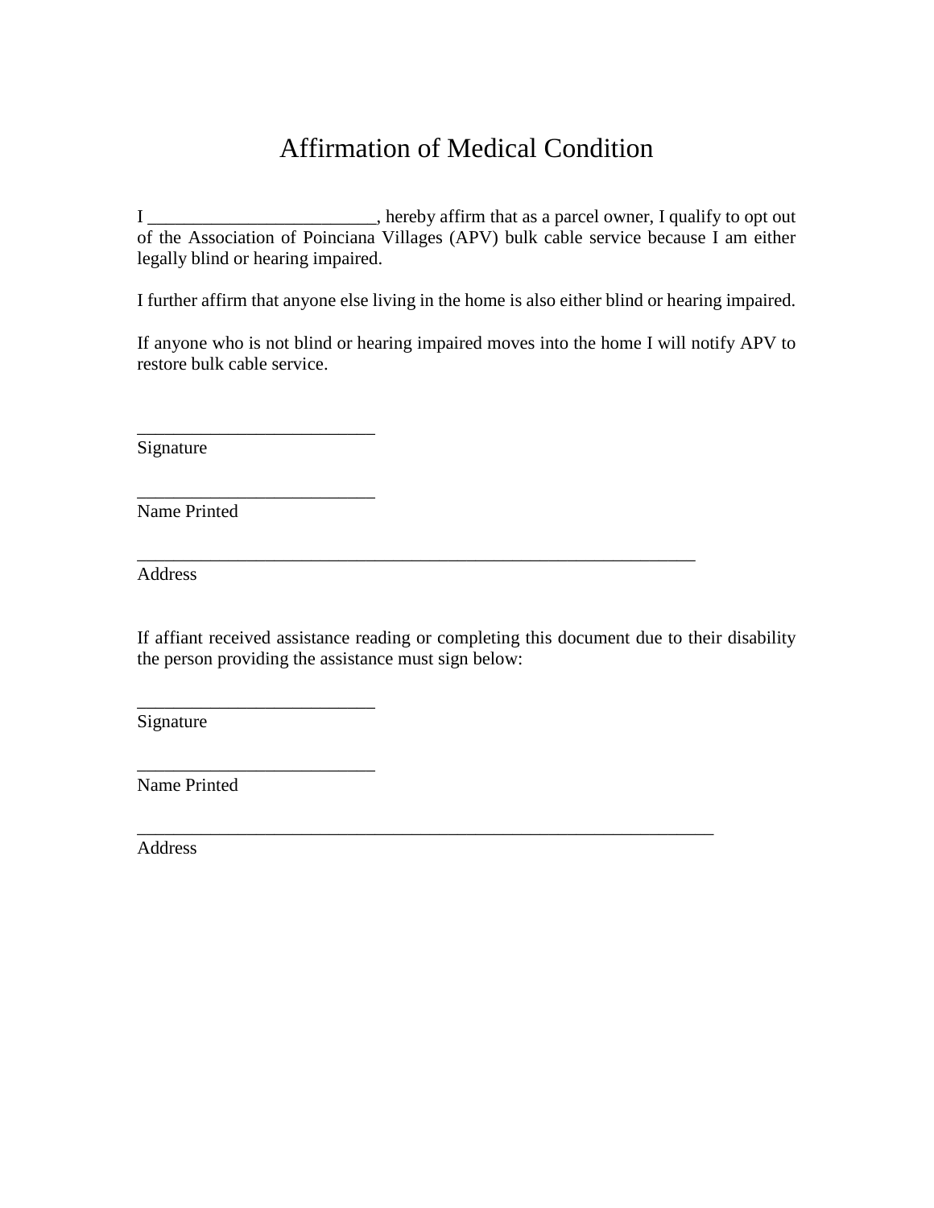# Affirmation of Medical Condition

I _________________________, hereby affirm that as a parcel owner, I qualify to opt out of the Association of Poinciana Villages (APV) bulk cable service because I am either legally blind or hearing impaired.

I further affirm that anyone else living in the home is also either blind or hearing impaired.

If anyone who is not blind or hearing impaired moves into the home I will notify APV to restore bulk cable service.

__________________________
Signature

__________________________
Name Printed

_______________________________________________________________
Address

If affiant received assistance reading or completing this document due to their disability the person providing the assistance must sign below:

__________________________
Signature

__________________________
Name Printed

_________________________________________________________________
Address